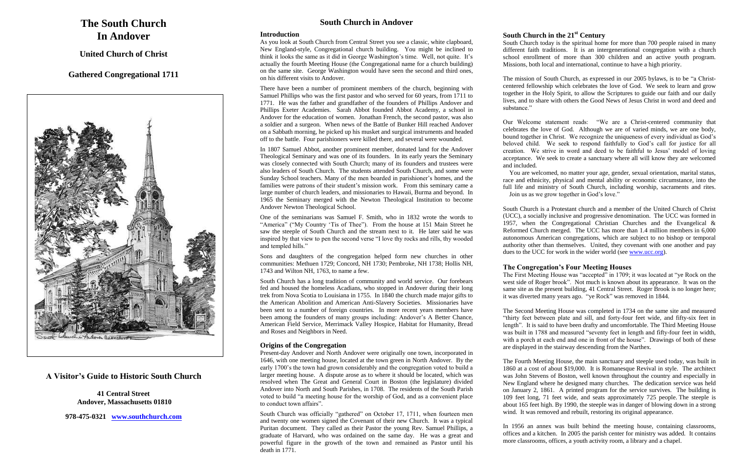# The South Church In Andover

## United Church of Christ

## Gathered Congregational 1711

## A Visitor's Guide to Historic South Church

**41 Central Street**
**Andover, Massachusetts 01810**

**978-475-0321 [www.southchurch.com](http://www.southchurch.com)**

## South Church in Andover

### Introduction

As you look at South Church from Central Street you see a classic, white clapboard, New England-style, Congregational church building. You might be inclined to think it looks the same as it did in George Washington's time. Well, not quite. It's actually the fourth Meeting House (the Congregational name for a church building) on the same site. George Washington would have seen the second and third ones, on his different visits to Andover.

There have been a number of prominent members of the church, beginning with Samuel Phillips who was the first pastor and who served for 60 years, from 1711 to 1771. He was the father and grandfather of the founders of Phillips Andover and Phillips Exeter Academies. Sarah Abbot founded Abbot Academy, a school in Andover for the education of women. Jonathan French, the second pastor, was also a soldier and a surgeon. When news of the Battle of Bunker Hill reached Andover on a Sabbath morning, he picked up his musket and surgical instruments and headed off to the battle. Four parishioners were killed there, and several were wounded.

In 1807 Samuel Abbot, another prominent member, donated land for the Andover Theological Seminary and was one of its founders. In its early years the Seminary was closely connected with South Church; many of its founders and trustees were also leaders of South Church. The students attended South Church, and some were Sunday School teachers. Many of the men boarded in parishioner's homes, and the families were patrons of their student's mission work. From this seminary came a large number of church leaders, and missionaries to Hawaii, Burma and beyond. In 1965 the Seminary merged with the Newton Theological Institution to become Andover Newton Theological School.

One of the seminarians was Samuel F. Smith, who in 1832 wrote the words to "America" ("My Country 'Tis of Thee"). From the house at 151 Main Street he saw the steeple of South Church and the stream next to it. He later said he was inspired by that view to pen the second verse "I love thy rocks and rills, thy wooded and templed hills."

Sons and daughters of the congregation helped form new churches in other communities: Methuen 1729; Concord, NH 1730; Pembroke, NH 1738; Hollis NH, 1743 and Wilton NH, 1763, to name a few.

South Church has a long tradition of community and world service. Our forebears fed and housed the homeless Acadians, who stopped in Andover during their long trek from Nova Scotia to Louisiana in 1755. In 1840 the church made major gifts to the American Abolition and American Anti-Slavery Societies. Missionaries have been sent to a number of foreign countries. In more recent years members have been among the founders of many groups including: Andover's A Better Chance, American Field Service, Merrimack Valley Hospice, Habitat for Humanity, Bread and Roses and Neighbors in Need.

### Origins of the Congregation

Present-day Andover and North Andover were originally one town, incorporated in 1646, with one meeting house, located at the town green in North Andover. By the early 1700's the town had grown considerably and the congregation voted to build a larger meeting house. A dispute arose as to where it should be located, which was resolved when The Great and General Court in Boston (the legislature) divided Andover into North and South Parishes, in 1708. The residents of the South Parish voted to build "a meeting house for the worship of God, and as a convenient place to conduct town affairs".

South Church was officially "gathered" on October 17, 1711, when fourteen men and twenty one women signed the Covenant of their new Church. It was a typical Puritan document. They called as their Pastor the young Rev. Samuel Phillips, a graduate of Harvard, who was ordained on the same day. He was a great and powerful figure in the growth of the town and remained as Pastor until his death in 1771.

### South Church in the 21st Century

South Church today is the spiritual home for more than 700 people raised in many different faith traditions. It is an intergenerational congregation with a church school enrollment of more than 300 children and an active youth program. Missions, both local and international, continue to have a high priority.

The mission of South Church, as expressed in our 2005 bylaws, is to be "a Christ-centered fellowship which celebrates the love of God. We seek to learn and grow together in the Holy Spirit, to allow the Scriptures to guide our faith and our daily lives, and to share with others the Good News of Jesus Christ in word and deed and substance."

Our Welcome statement reads: "We are a Christ-centered community that celebrates the love of God. Although we are of varied minds, we are one body, bound together in Christ. We recognize the uniqueness of every individual as God's beloved child. We seek to respond faithfully to God's call for justice for all creation. We strive in word and deed to be faithful to Jesus' model of loving acceptance. We seek to create a sanctuary where all will know they are welcomed and included.

You are welcomed, no matter your age, gender, sexual orientation, marital status, race and ethnicity, physical and mental ability or economic circumstance, into the full life and ministry of South Church, including worship, sacraments and rites. Join us as we grow together in God's love."

South Church is a Protestant church and a member of the United Church of Christ (UCC), a socially inclusive and progressive denomination. The UCC was formed in 1957, when the Congregational Christian Churches and the Evangelical & Reformed Church merged. The UCC has more than 1.4 million members in 6,000 autonomous American congregations, which are subject to no bishop or temporal authority other than themselves. United, they covenant with one another and pay dues to the UCC for work in the wider world (see [www.ucc.org](http://www.ucc.org)).

### The Congregation's Four Meeting Houses

The First Meeting House was "accepted" in 1709; it was located at "ye Rock on the west side of Roger brook". Not much is known about its appearance. It was on the same site as the present building, 41 Central Street. Roger Brook is no longer here; it was diverted many years ago. "ye Rock" was removed in 1844.

The Second Meeting House was completed in 1734 on the same site and measured "thirty feet between plate and sill, and forty-four feet wide, and fifty-six feet in length". It is said to have been drafty and uncomfortable. The Third Meeting House was built in 1788 and measured "seventy feet in length and fifty-four feet in width, with a porch at each end and one in front of the house". Drawings of both of these are displayed in the stairway descending from the Narthex.

The Fourth Meeting House, the main sanctuary and steeple used today, was built in 1860 at a cost of about $19,000. It is Romanesque Revival in style. The architect was John Stevens of Boston, well known throughout the country and especially in New England where he designed many churches. The dedication service was held on January 2, 1861. A printed program for the service survives. The building is 109 feet long, 71 feet wide, and seats approximately 725 people. The steeple is about 165 feet high. By 1990, the steeple was in danger of blowing down in a strong wind. It was removed and rebuilt, restoring its original appearance.

In 1956 an annex was built behind the meeting house, containing classrooms, offices and a kitchen. In 2005 the parish center for ministry was added. It contains more classrooms, offices, a youth activity room, a library and a chapel.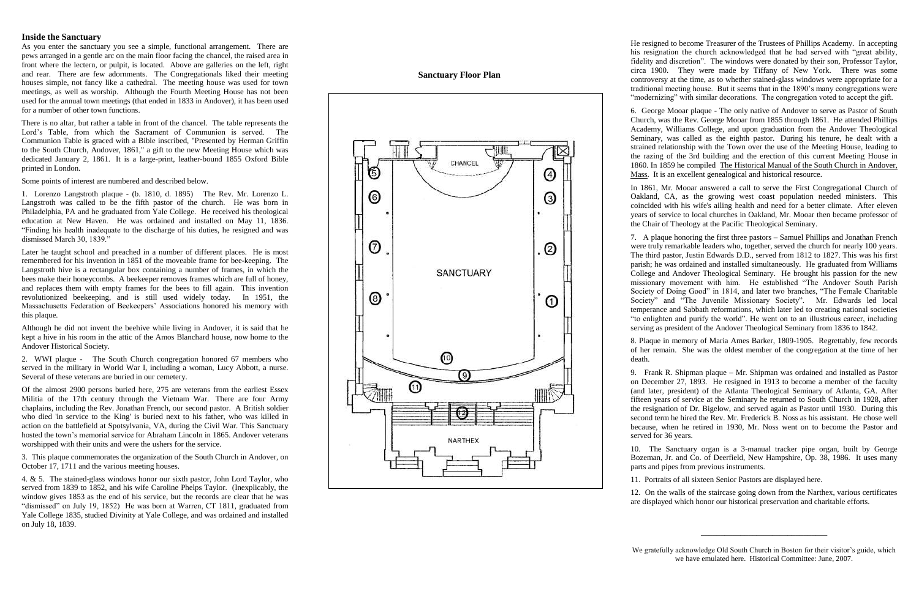## Inside the Sanctuary

As you enter the sanctuary you see a simple, functional arrangement. There are pews arranged in a gentle arc on the main floor facing the chancel, the raised area in front where the lectern, or pulpit, is located. Above are galleries on the left, right and rear. There are few adornments. The Congregationals liked their meeting houses simple, not fancy like a cathedral. The meeting house was used for town meetings, as well as worship. Although the Fourth Meeting House has not been used for the annual town meetings (that ended in 1833 in Andover), it has been used for a number of other town functions.

There is no altar, but rather a table in front of the chancel. The table represents the Lord's Table, from which the Sacrament of Communion is served. The Communion Table is graced with a Bible inscribed, "Presented by Herman Griffin to the South Church, Andover, 1861," a gift to the new Meeting House which was dedicated January 2, 1861. It is a large-print, leather-bound 1855 Oxford Bible printed in London.

Some points of interest are numbered and described below.

1. Lorenzo Langstroth plaque - (b. 1810, d. 1895) The Rev. Mr. Lorenzo L. Langstroth was called to be the fifth pastor of the church. He was born in Philadelphia, PA and he graduated from Yale College. He received his theological education at New Haven. He was ordained and installed on May 11, 1836. "Finding his health inadequate to the discharge of his duties, he resigned and was dismissed March 30, 1839."

Later he taught school and preached in a number of different places. He is most remembered for his invention in 1851 of the moveable frame for bee-keeping. The Langstroth hive is a rectangular box containing a number of frames, in which the bees make their honeycombs. A beekeeper removes frames which are full of honey, and replaces them with empty frames for the bees to fill again. This invention revolutionized beekeeping, and is still used widely today. In 1951, the Massachusetts Federation of Beekeepers' Associations honored his memory with this plaque.

Although he did not invent the beehive while living in Andover, it is said that he kept a hive in his room in the attic of the Amos Blanchard house, now home to the Andover Historical Society.

2. WWI plaque - The South Church congregation honored 67 members who served in the military in World War I, including a woman, Lucy Abbott, a nurse. Several of these veterans are buried in our cemetery.

Of the almost 2900 persons buried here, 275 are veterans from the earliest Essex Militia of the 17th century through the Vietnam War. There are four Army chaplains, including the Rev. Jonathan French, our second pastor. A British soldier who died 'in service to the King' is buried next to his father, who was killed in action on the battlefield at Spotsylvania, VA, during the Civil War. This Sanctuary hosted the town's memorial service for Abraham Lincoln in 1865. Andover veterans worshipped with their units and were the ushers for the service.

3. This plaque commemorates the organization of the South Church in Andover, on October 17, 1711 and the various meeting houses.

4. & 5. The stained-glass windows honor our sixth pastor, John Lord Taylor, who served from 1839 to 1852, and his wife Caroline Phelps Taylor. (Inexplicably, the window gives 1853 as the end of his service, but the records are clear that he was "dismissed" on July 19, 1852) He was born at Warren, CT 1811, graduated from Yale College 1835, studied Divinity at Yale College, and was ordained and installed on July 18, 1839.

**Sanctuary Floor Plan**

CHANCEL

SANCTUARY

NARTHEX

He resigned to become Treasurer of the Trustees of Phillips Academy. In accepting his resignation the church acknowledged that he had served with "great ability, fidelity and discretion". The windows were donated by their son, Professor Taylor, circa 1900. They were made by Tiffany of New York. There was some controversy at the time, as to whether stained-glass windows were appropriate for a traditional meeting house. But it seems that in the 1890's many congregations were "modernizing" with similar decorations. The congregation voted to accept the gift.

6. George Mooar plaque - The only native of Andover to serve as Pastor of South Church, was the Rev. George Mooar from 1855 through 1861. He attended Phillips Academy, Williams College, and upon graduation from the Andover Theological Seminary, was called as the eighth pastor. During his tenure, he dealt with a strained relationship with the Town over the use of the Meeting House, leading to the razing of the 3rd building and the erection of this current Meeting House in 1860. In 1859 he compiled The Historical Manual of the South Church in Andover, Mass. It is an excellent genealogical and historical resource.

In 1861, Mr. Mooar answered a call to serve the First Congregational Church of Oakland, CA, as the growing west coast population needed ministers. This coincided with his wife's ailing health and need for a better climate. After eleven years of service to local churches in Oakland, Mr. Mooar then became professor of the Chair of Theology at the Pacific Theological Seminary.

7. A plaque honoring the first three pastors – Samuel Phillips and Jonathan French were truly remarkable leaders who, together, served the church for nearly 100 years. The third pastor, Justin Edwards D.D., served from 1812 to 1827. This was his first parish; he was ordained and installed simultaneously. He graduated from Williams College and Andover Theological Seminary. He brought his passion for the new missionary movement with him. He established "The Andover South Parish Society of Doing Good" in 1814, and later two branches, "The Female Charitable Society" and "The Juvenile Missionary Society". Mr. Edwards led local temperance and Sabbath reformations, which later led to creating national societies "to enlighten and purify the world". He went on to an illustrious career, including serving as president of the Andover Theological Seminary from 1836 to 1842.

8. Plaque in memory of Maria Ames Barker, 1809-1905. Regrettably, few records of her remain. She was the oldest member of the congregation at the time of her death.

9. Frank R. Shipman plaque – Mr. Shipman was ordained and installed as Pastor on December 27, 1893. He resigned in 1913 to become a member of the faculty (and later, president) of the Atlanta Theological Seminary of Atlanta, GA. After fifteen years of service at the Seminary he returned to South Church in 1928, after the resignation of Dr. Bigelow, and served again as Pastor until 1930. During this second term he hired the Rev. Mr. Frederick B. Noss as his assistant. He chose well because, when he retired in 1930, Mr. Noss went on to become the Pastor and served for 36 years.

10. The Sanctuary organ is a 3-manual tracker pipe organ, built by George Bozeman, Jr. and Co. of Deerfield, New Hampshire, Op. 38, 1986. It uses many parts and pipes from previous instruments.

11. Portraits of all sixteen Senior Pastors are displayed here.

12. On the walls of the staircase going down from the Narthex, various certificates are displayed which honor our historical preservation and charitable efforts.

---

We gratefully acknowledge Old South Church in Boston for their visitor's guide, which we have emulated here. Historical Committee: June, 2007.